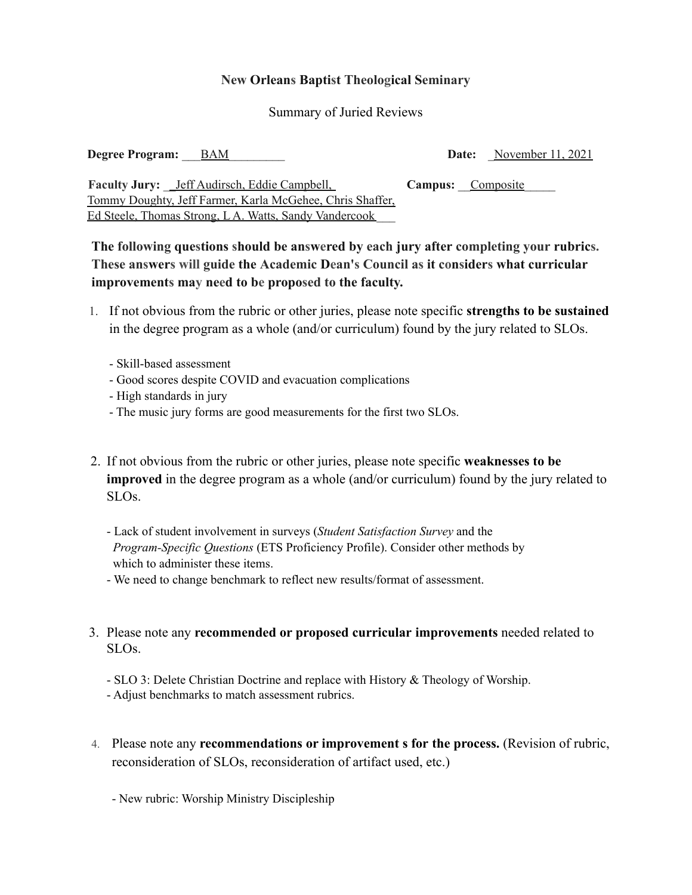**New Orleans Baptist Theological Seminary**

Summary of Juried Reviews

**Degree Program:** ___BAM_________ **Date:** _November 11, 2021

**Faculty Jury:** __Jeff Audirsch, Eddie Campbell, Tommy Doughty, Jeff Farmer, Karla McGehee, Chris Shaffer, Ed Steele, Thomas Strong, L A. Watts, Sandy Vandercook___ **Campus:** __Composite_____

**The following questions should be answered by each jury after completing your rubrics. These answers will guide the Academic Dean's Council as it considers what curricular improvements may need to be proposed to the faculty.**

1. If not obvious from the rubric or other juries, please note specific **strengths to be sustained** in the degree program as a whole (and/or curriculum) found by the jury related to SLOs.

   - Skill-based assessment
   - Good scores despite COVID and evacuation complications
   - High standards in jury
   - The music jury forms are good measurements for the first two SLOs.

2. If not obvious from the rubric or other juries, please note specific **weaknesses to be improved** in the degree program as a whole (and/or curriculum) found by the jury related to SLOs.

   - Lack of student involvement in surveys (*Student Satisfaction Survey* and the *Program-Specific Questions* (ETS Proficiency Profile). Consider other methods by which to administer these items.
   - We need to change benchmark to reflect new results/format of assessment.

3. Please note any **recommended or proposed curricular improvements** needed related to SLOs.

   - SLO 3: Delete Christian Doctrine and replace with History & Theology of Worship.
   - Adjust benchmarks to match assessment rubrics.

4. Please note any **recommendations or improvement s for the process.** (Revision of rubric, reconsideration of SLOs, reconsideration of artifact used, etc.)

   - New rubric: Worship Ministry Discipleship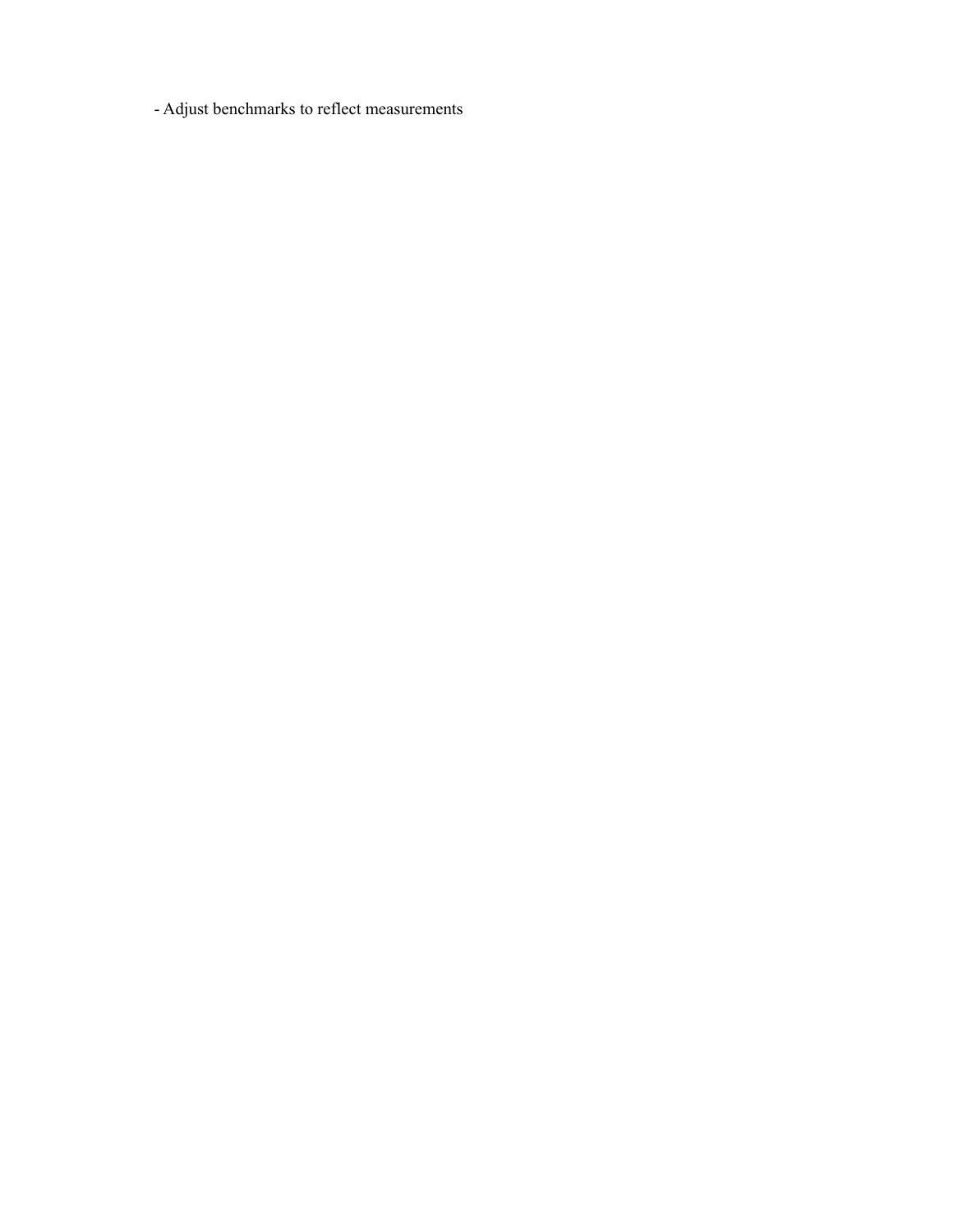- Adjust benchmarks to reflect measurements